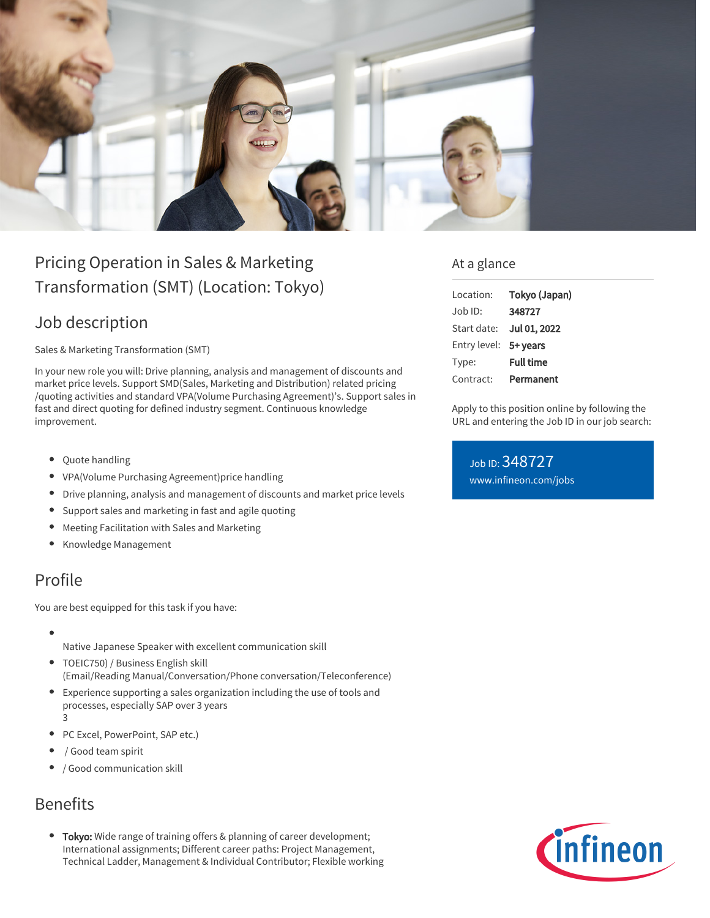# Pricing Operation in Sales & Marketing Transformation (SMT) (Location: Tokyo)

## Job description

Sales & Marketing Transformation (SMT)

In your new role you will: Drive planning, analysis and management of discounts and market price levels. Support SMD(Sales, Marketing and Distribution) related pricing /quoting activities and standard VPA(Volume Purchasing Agreement)'s. Support sales in fast and direct quoting for defined industry segment. Continuous knowledge improvement.

- Quote handling
- VPA(Volume Purchasing Agreement)price handling
- Drive planning, analysis and management of discounts and market price levels
- Support sales and marketing in fast and agile quoting
- Meeting Facilitation with Sales and Marketing
- Knowledge Management

## Profile

You are best equipped for this task if you have:

- Native Japanese Speaker with excellent communication skill
- TOEIC750) / Business English skill (Email/Reading Manual/Conversation/Phone conversation/Teleconference)
- Experience supporting a sales organization including the use of tools and processes, especially SAP over 3 years
  3
- PC Excel, PowerPoint, SAP etc.)
- / Good team spirit
- / Good communication skill

## Benefits

- **Tokyo:** Wide range of training offers & planning of career development; International assignments; Different career paths: Project Management, Technical Ladder, Management & Individual Contributor; Flexible working

## At a glance

| | |
|---|---|
| Location: | **Tokyo (Japan)** |
| Job ID: | **348727** |
| Start date: | **Jul 01, 2022** |
| Entry level: | **5+ years** |
| Type: | **Full time** |
| Contract: | **Permanent** |

Apply to this position online by following the URL and entering the Job ID in our job search:

Job ID: 348727
www.infineon.com/jobs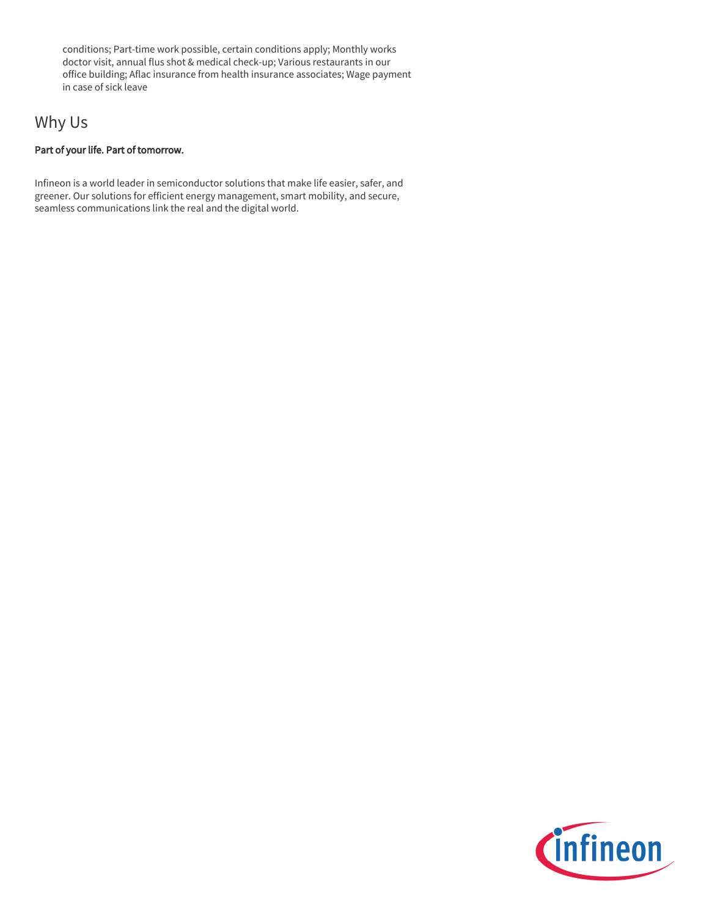conditions; Part-time work possible, certain conditions apply; Monthly works doctor visit, annual flus shot & medical check-up; Various restaurants in our office building; Aflac insurance from health insurance associates; Wage payment in case of sick leave

## Why Us

**Part of your life. Part of tomorrow.**

Infineon is a world leader in semiconductor solutions that make life easier, safer, and greener. Our solutions for efficient energy management, smart mobility, and secure, seamless communications link the real and the digital world.